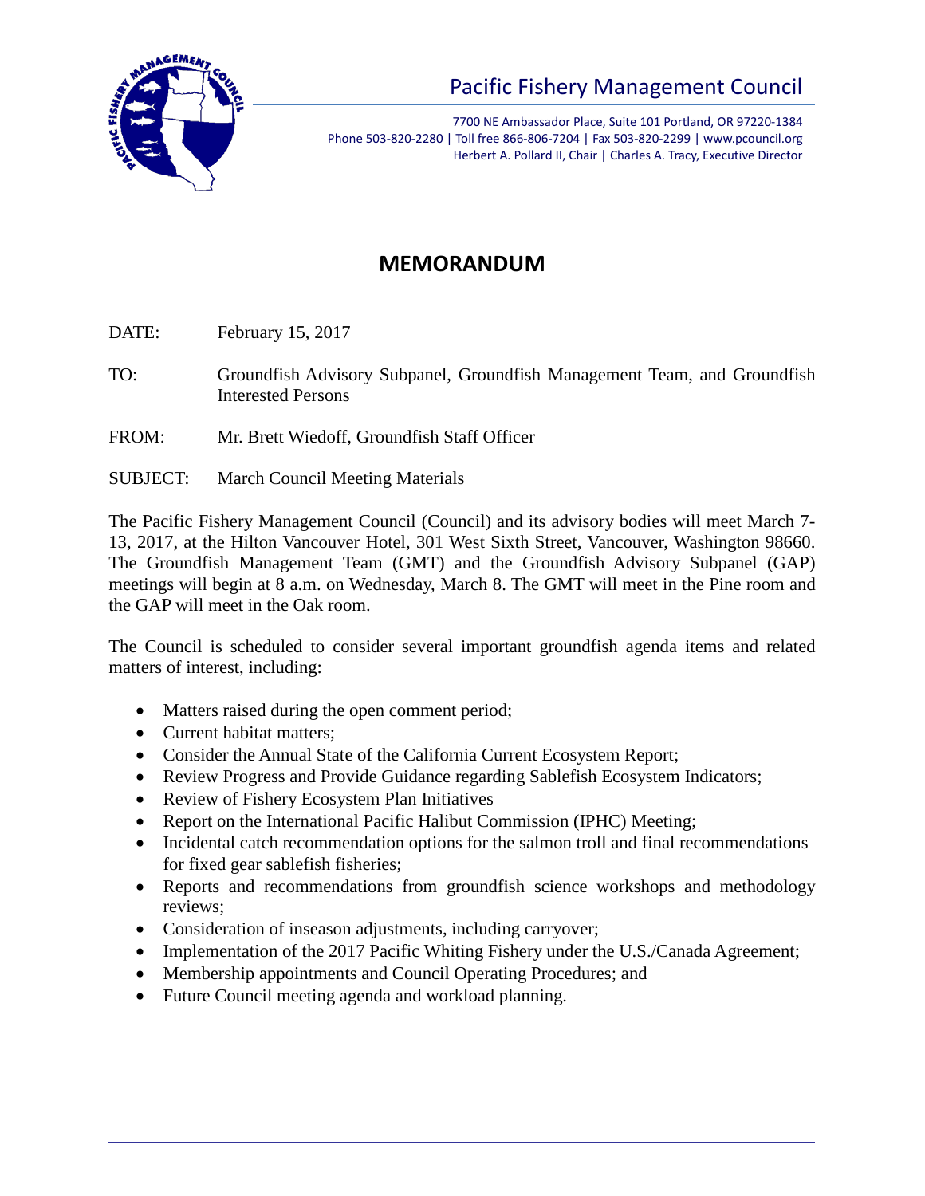Pacific Fishery Management Council

7700 NE Ambassador Place, Suite 101 Portland, OR 97220-1384
Phone 503-820-2280 | Toll free 866-806-7204 | Fax 503-820-2299 | www.pcouncil.org
Herbert A. Pollard II, Chair | Charles A. Tracy, Executive Director

# MEMORANDUM

DATE: February 15, 2017

TO: Groundfish Advisory Subpanel, Groundfish Management Team, and Groundfish Interested Persons

FROM: Mr. Brett Wiedoff, Groundfish Staff Officer

SUBJECT: March Council Meeting Materials

The Pacific Fishery Management Council (Council) and its advisory bodies will meet March 7-13, 2017, at the Hilton Vancouver Hotel, 301 West Sixth Street, Vancouver, Washington 98660. The Groundfish Management Team (GMT) and the Groundfish Advisory Subpanel (GAP) meetings will begin at 8 a.m. on Wednesday, March 8. The GMT will meet in the Pine room and the GAP will meet in the Oak room.

The Council is scheduled to consider several important groundfish agenda items and related matters of interest, including:

- Matters raised during the open comment period;
- Current habitat matters;
- Consider the Annual State of the California Current Ecosystem Report;
- Review Progress and Provide Guidance regarding Sablefish Ecosystem Indicators;
- Review of Fishery Ecosystem Plan Initiatives
- Report on the International Pacific Halibut Commission (IPHC) Meeting;
- Incidental catch recommendation options for the salmon troll and final recommendations for fixed gear sablefish fisheries;
- Reports and recommendations from groundfish science workshops and methodology reviews;
- Consideration of inseason adjustments, including carryover;
- Implementation of the 2017 Pacific Whiting Fishery under the U.S./Canada Agreement;
- Membership appointments and Council Operating Procedures; and
- Future Council meeting agenda and workload planning.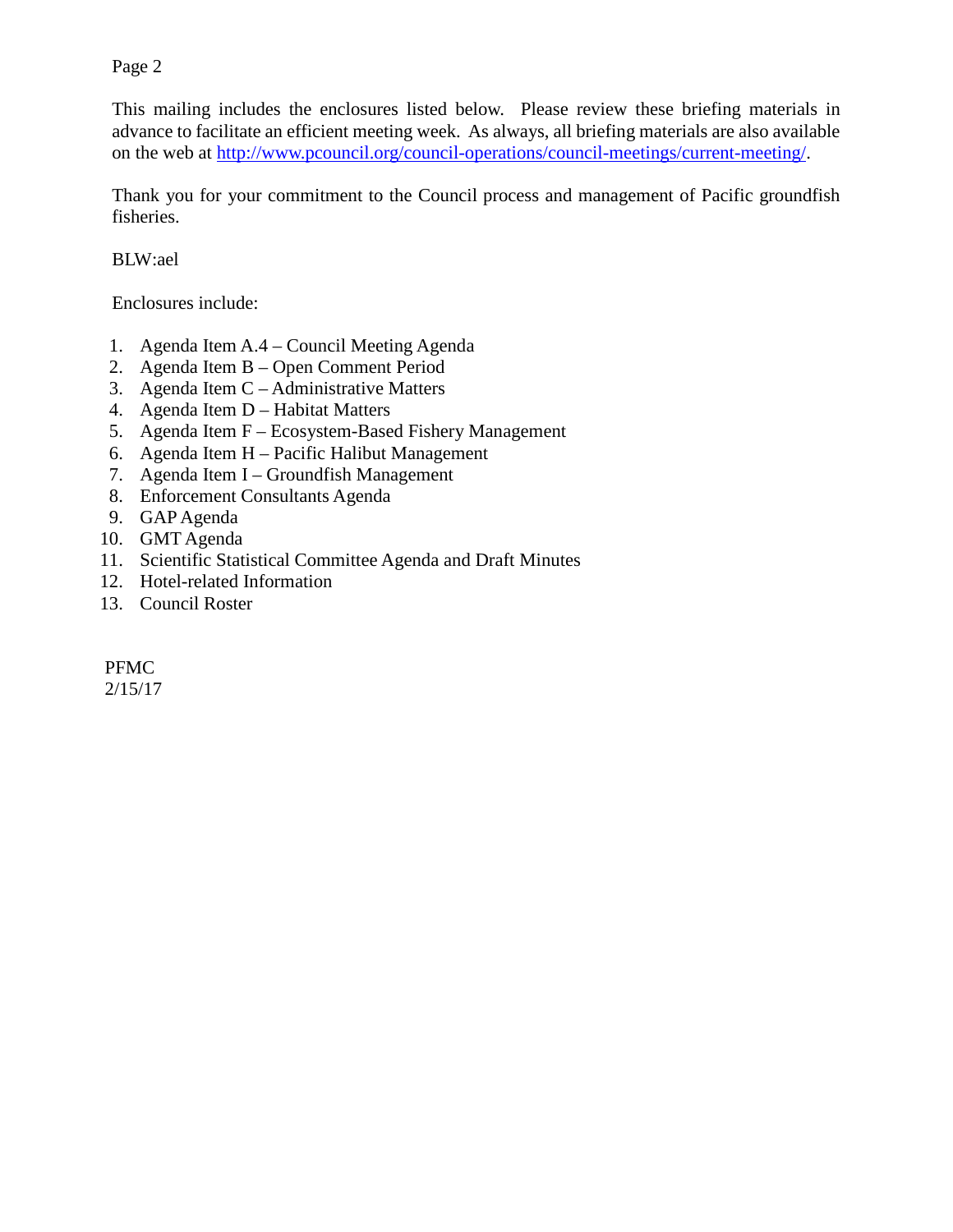This mailing includes the enclosures listed below. Please review these briefing materials in advance to facilitate an efficient meeting week. As always, all briefing materials are also available on the web at [http://www.pcouncil.org/council-operations/council-meetings/current-meeting/](http://www.pcouncil.org/council-operations/council-meetings/current-meeting/).

Thank you for your commitment to the Council process and management of Pacific groundfish fisheries.

BLW:ael

Enclosures include:

1. Agenda Item A.4 – Council Meeting Agenda
2. Agenda Item B – Open Comment Period
3. Agenda Item C – Administrative Matters
4. Agenda Item D – Habitat Matters
5. Agenda Item F – Ecosystem-Based Fishery Management
6. Agenda Item H – Pacific Halibut Management
7. Agenda Item I – Groundfish Management
8. Enforcement Consultants Agenda
9. GAP Agenda
10. GMT Agenda
11. Scientific Statistical Committee Agenda and Draft Minutes
12. Hotel-related Information
13. Council Roster

PFMC
2/15/17